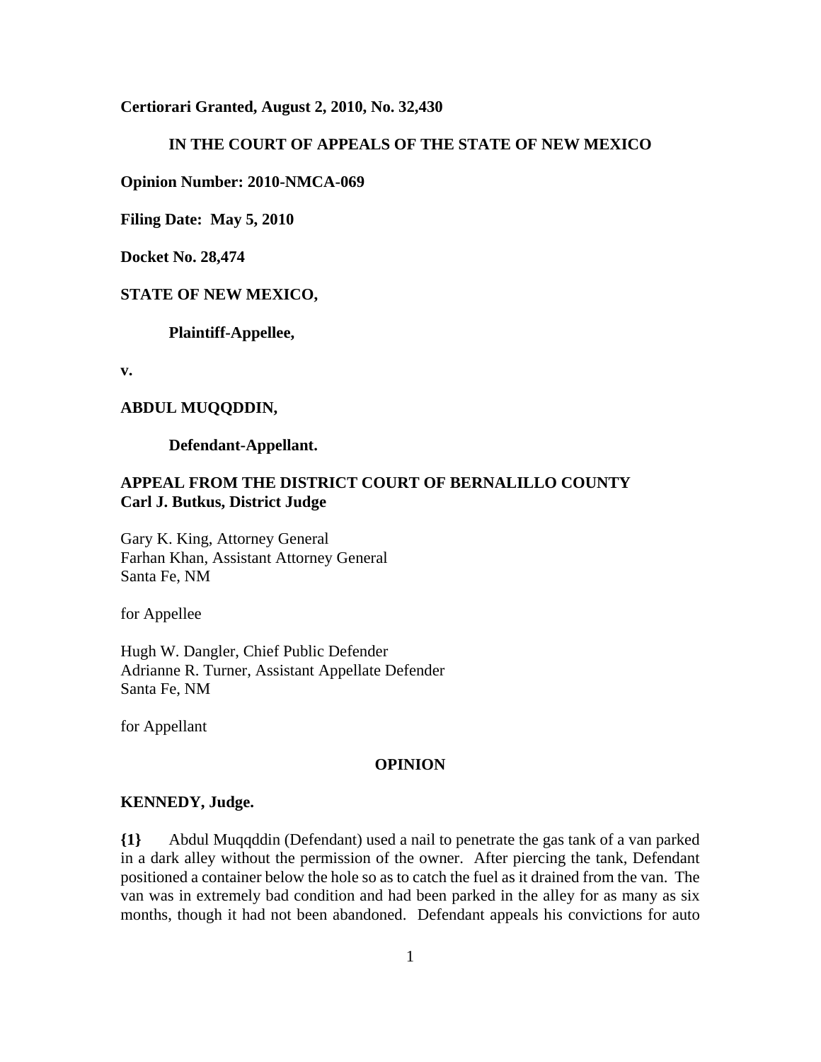**Certiorari Granted, August 2, 2010, No. 32,430**

**IN THE COURT OF APPEALS OF THE STATE OF NEW MEXICO**

**Opinion Number: 2010-NMCA-069**

**Filing Date: May 5, 2010**

**Docket No. 28,474**

**STATE OF NEW MEXICO,**

**Plaintiff-Appellee,**

**v.**

**ABDUL MUQQDDIN,**

**Defendant-Appellant.**

**APPEAL FROM THE DISTRICT COURT OF BERNALILLO COUNTY**
**Carl J. Butkus, District Judge**

Gary K. King, Attorney General
Farhan Khan, Assistant Attorney General
Santa Fe, NM

for Appellee

Hugh W. Dangler, Chief Public Defender
Adrianne R. Turner, Assistant Appellate Defender
Santa Fe, NM

for Appellant

**OPINION**

**KENNEDY, Judge.**

**{1}** Abdul Muqqddin (Defendant) used a nail to penetrate the gas tank of a van parked in a dark alley without the permission of the owner. After piercing the tank, Defendant positioned a container below the hole so as to catch the fuel as it drained from the van. The van was in extremely bad condition and had been parked in the alley for as many as six months, though it had not been abandoned. Defendant appeals his convictions for auto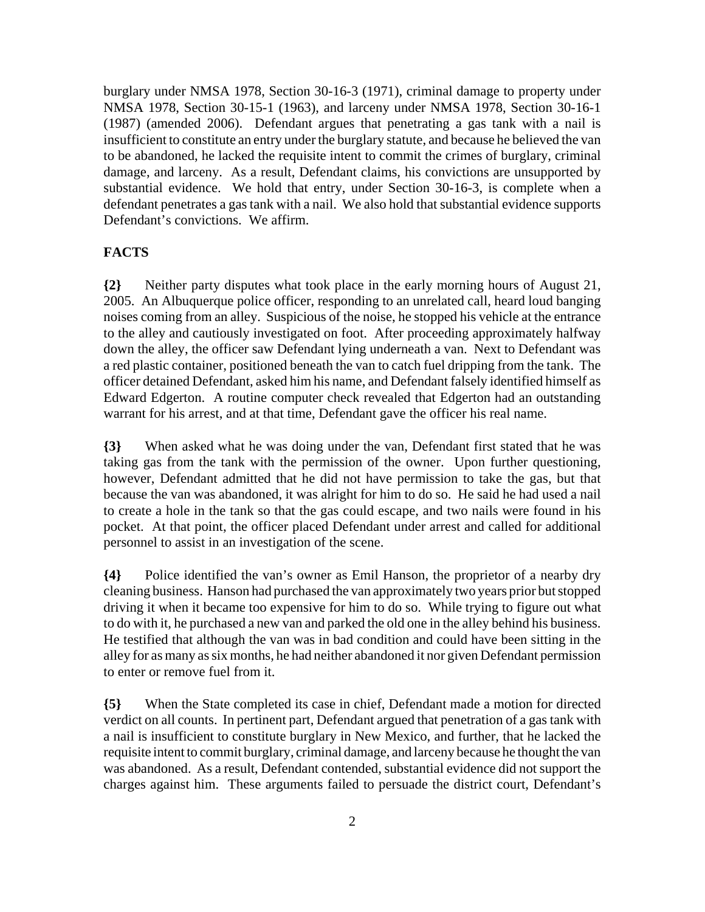burglary under NMSA 1978, Section 30-16-3 (1971), criminal damage to property under NMSA 1978, Section 30-15-1 (1963), and larceny under NMSA 1978, Section 30-16-1 (1987) (amended 2006). Defendant argues that penetrating a gas tank with a nail is insufficient to constitute an entry under the burglary statute, and because he believed the van to be abandoned, he lacked the requisite intent to commit the crimes of burglary, criminal damage, and larceny. As a result, Defendant claims, his convictions are unsupported by substantial evidence. We hold that entry, under Section 30-16-3, is complete when a defendant penetrates a gas tank with a nail. We also hold that substantial evidence supports Defendant's convictions. We affirm.

## FACTS

**{2}** Neither party disputes what took place in the early morning hours of August 21, 2005. An Albuquerque police officer, responding to an unrelated call, heard loud banging noises coming from an alley. Suspicious of the noise, he stopped his vehicle at the entrance to the alley and cautiously investigated on foot. After proceeding approximately halfway down the alley, the officer saw Defendant lying underneath a van. Next to Defendant was a red plastic container, positioned beneath the van to catch fuel dripping from the tank. The officer detained Defendant, asked him his name, and Defendant falsely identified himself as Edward Edgerton. A routine computer check revealed that Edgerton had an outstanding warrant for his arrest, and at that time, Defendant gave the officer his real name.

**{3}** When asked what he was doing under the van, Defendant first stated that he was taking gas from the tank with the permission of the owner. Upon further questioning, however, Defendant admitted that he did not have permission to take the gas, but that because the van was abandoned, it was alright for him to do so. He said he had used a nail to create a hole in the tank so that the gas could escape, and two nails were found in his pocket. At that point, the officer placed Defendant under arrest and called for additional personnel to assist in an investigation of the scene.

**{4}** Police identified the van's owner as Emil Hanson, the proprietor of a nearby dry cleaning business. Hanson had purchased the van approximately two years prior but stopped driving it when it became too expensive for him to do so. While trying to figure out what to do with it, he purchased a new van and parked the old one in the alley behind his business. He testified that although the van was in bad condition and could have been sitting in the alley for as many as six months, he had neither abandoned it nor given Defendant permission to enter or remove fuel from it.

**{5}** When the State completed its case in chief, Defendant made a motion for directed verdict on all counts. In pertinent part, Defendant argued that penetration of a gas tank with a nail is insufficient to constitute burglary in New Mexico, and further, that he lacked the requisite intent to commit burglary, criminal damage, and larceny because he thought the van was abandoned. As a result, Defendant contended, substantial evidence did not support the charges against him. These arguments failed to persuade the district court, Defendant's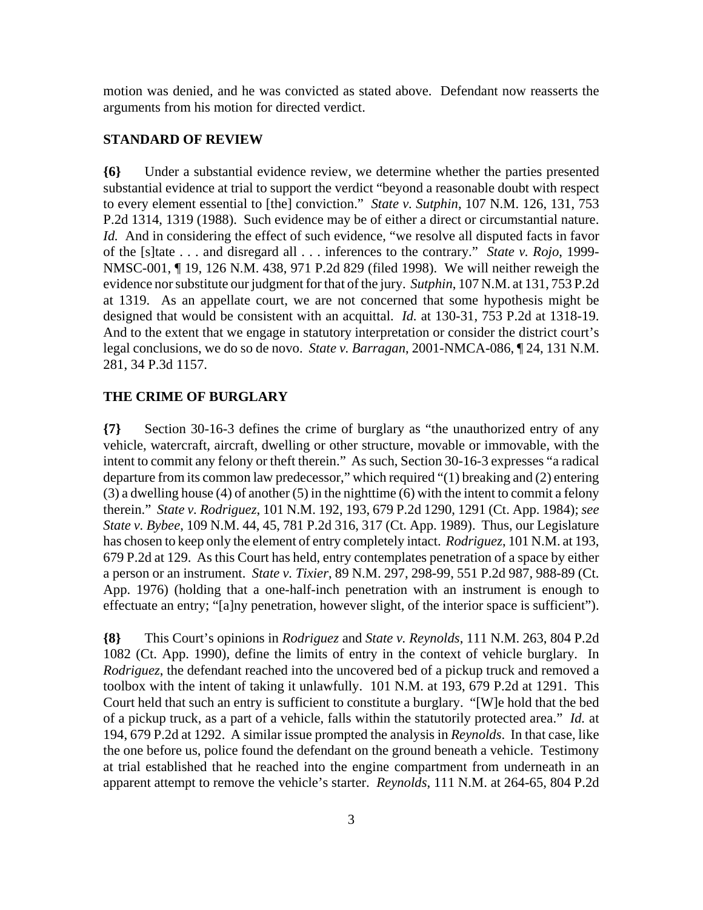motion was denied, and he was convicted as stated above. Defendant now reasserts the arguments from his motion for directed verdict.

## STANDARD OF REVIEW

**{6}** Under a substantial evidence review, we determine whether the parties presented substantial evidence at trial to support the verdict "beyond a reasonable doubt with respect to every element essential to [the] conviction." *State v. Sutphin*, 107 N.M. 126, 131, 753 P.2d 1314, 1319 (1988). Such evidence may be of either a direct or circumstantial nature. *Id.* And in considering the effect of such evidence, "we resolve all disputed facts in favor of the [s]tate . . . and disregard all . . . inferences to the contrary." *State v. Rojo*, 1999-NMSC-001, ¶ 19, 126 N.M. 438, 971 P.2d 829 (filed 1998). We will neither reweigh the evidence nor substitute our judgment for that of the jury. *Sutphin*, 107 N.M. at 131, 753 P.2d at 1319. As an appellate court, we are not concerned that some hypothesis might be designed that would be consistent with an acquittal. *Id.* at 130-31, 753 P.2d at 1318-19. And to the extent that we engage in statutory interpretation or consider the district court's legal conclusions, we do so de novo. *State v. Barragan*, 2001-NMCA-086, ¶ 24, 131 N.M. 281, 34 P.3d 1157.

## THE CRIME OF BURGLARY

**{7}** Section 30-16-3 defines the crime of burglary as "the unauthorized entry of any vehicle, watercraft, aircraft, dwelling or other structure, movable or immovable, with the intent to commit any felony or theft therein." As such, Section 30-16-3 expresses "a radical departure from its common law predecessor," which required "(1) breaking and (2) entering (3) a dwelling house (4) of another (5) in the nighttime (6) with the intent to commit a felony therein." *State v. Rodriguez*, 101 N.M. 192, 193, 679 P.2d 1290, 1291 (Ct. App. 1984); *see State v. Bybee*, 109 N.M. 44, 45, 781 P.2d 316, 317 (Ct. App. 1989). Thus, our Legislature has chosen to keep only the element of entry completely intact. *Rodriguez*, 101 N.M. at 193, 679 P.2d at 129. As this Court has held, entry contemplates penetration of a space by either a person or an instrument. *State v. Tixier*, 89 N.M. 297, 298-99, 551 P.2d 987, 988-89 (Ct. App. 1976) (holding that a one-half-inch penetration with an instrument is enough to effectuate an entry; "[a]ny penetration, however slight, of the interior space is sufficient").

**{8}** This Court's opinions in *Rodriguez* and *State v. Reynolds*, 111 N.M. 263, 804 P.2d 1082 (Ct. App. 1990), define the limits of entry in the context of vehicle burglary. In *Rodriguez*, the defendant reached into the uncovered bed of a pickup truck and removed a toolbox with the intent of taking it unlawfully. 101 N.M. at 193, 679 P.2d at 1291. This Court held that such an entry is sufficient to constitute a burglary. "[W]e hold that the bed of a pickup truck, as a part of a vehicle, falls within the statutorily protected area." *Id.* at 194, 679 P.2d at 1292. A similar issue prompted the analysis in *Reynolds*. In that case, like the one before us, police found the defendant on the ground beneath a vehicle. Testimony at trial established that he reached into the engine compartment from underneath in an apparent attempt to remove the vehicle's starter. *Reynolds*, 111 N.M. at 264-65, 804 P.2d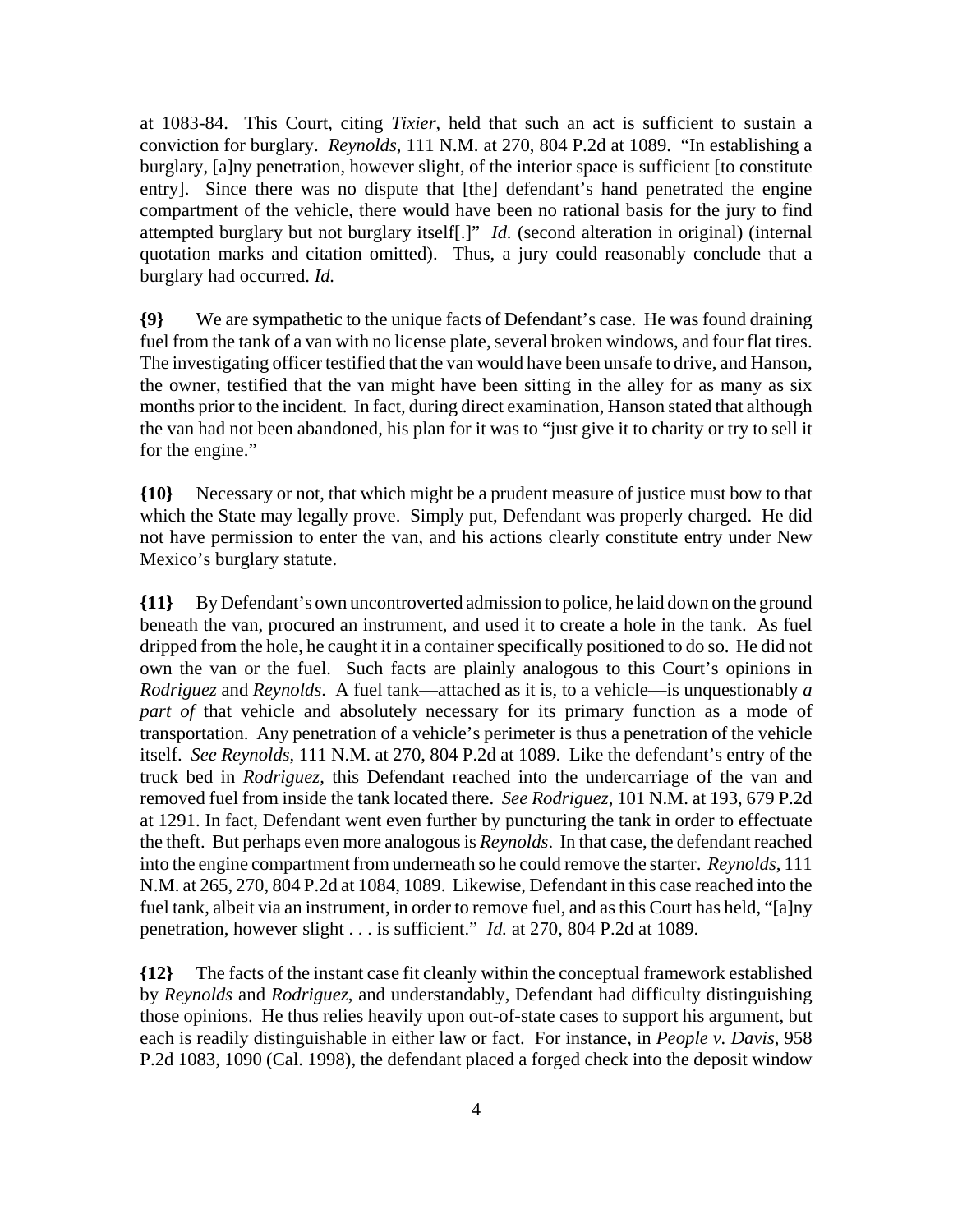at 1083-84. This Court, citing *Tixier*, held that such an act is sufficient to sustain a conviction for burglary. *Reynolds*, 111 N.M. at 270, 804 P.2d at 1089. "In establishing a burglary, [a]ny penetration, however slight, of the interior space is sufficient [to constitute entry]. Since there was no dispute that [the] defendant's hand penetrated the engine compartment of the vehicle, there would have been no rational basis for the jury to find attempted burglary but not burglary itself[.]" *Id.* (second alteration in original) (internal quotation marks and citation omitted). Thus, a jury could reasonably conclude that a burglary had occurred. *Id.*

**{9}** We are sympathetic to the unique facts of Defendant's case. He was found draining fuel from the tank of a van with no license plate, several broken windows, and four flat tires. The investigating officer testified that the van would have been unsafe to drive, and Hanson, the owner, testified that the van might have been sitting in the alley for as many as six months prior to the incident. In fact, during direct examination, Hanson stated that although the van had not been abandoned, his plan for it was to "just give it to charity or try to sell it for the engine."

**{10}** Necessary or not, that which might be a prudent measure of justice must bow to that which the State may legally prove. Simply put, Defendant was properly charged. He did not have permission to enter the van, and his actions clearly constitute entry under New Mexico's burglary statute.

**{11}** By Defendant's own uncontroverted admission to police, he laid down on the ground beneath the van, procured an instrument, and used it to create a hole in the tank. As fuel dripped from the hole, he caught it in a container specifically positioned to do so. He did not own the van or the fuel. Such facts are plainly analogous to this Court's opinions in *Rodriguez* and *Reynolds*. A fuel tank—attached as it is, to a vehicle—is unquestionably *a part of* that vehicle and absolutely necessary for its primary function as a mode of transportation. Any penetration of a vehicle's perimeter is thus a penetration of the vehicle itself. *See Reynolds*, 111 N.M. at 270, 804 P.2d at 1089. Like the defendant's entry of the truck bed in *Rodriguez*, this Defendant reached into the undercarriage of the van and removed fuel from inside the tank located there. *See Rodriguez*, 101 N.M. at 193, 679 P.2d at 1291. In fact, Defendant went even further by puncturing the tank in order to effectuate the theft. But perhaps even more analogous is *Reynolds*. In that case, the defendant reached into the engine compartment from underneath so he could remove the starter. *Reynolds*, 111 N.M. at 265, 270, 804 P.2d at 1084, 1089. Likewise, Defendant in this case reached into the fuel tank, albeit via an instrument, in order to remove fuel, and as this Court has held, "[a]ny penetration, however slight . . . is sufficient." *Id.* at 270, 804 P.2d at 1089.

**{12}** The facts of the instant case fit cleanly within the conceptual framework established by *Reynolds* and *Rodriguez*, and understandably, Defendant had difficulty distinguishing those opinions. He thus relies heavily upon out-of-state cases to support his argument, but each is readily distinguishable in either law or fact. For instance, in *People v. Davis*, 958 P.2d 1083, 1090 (Cal. 1998), the defendant placed a forged check into the deposit window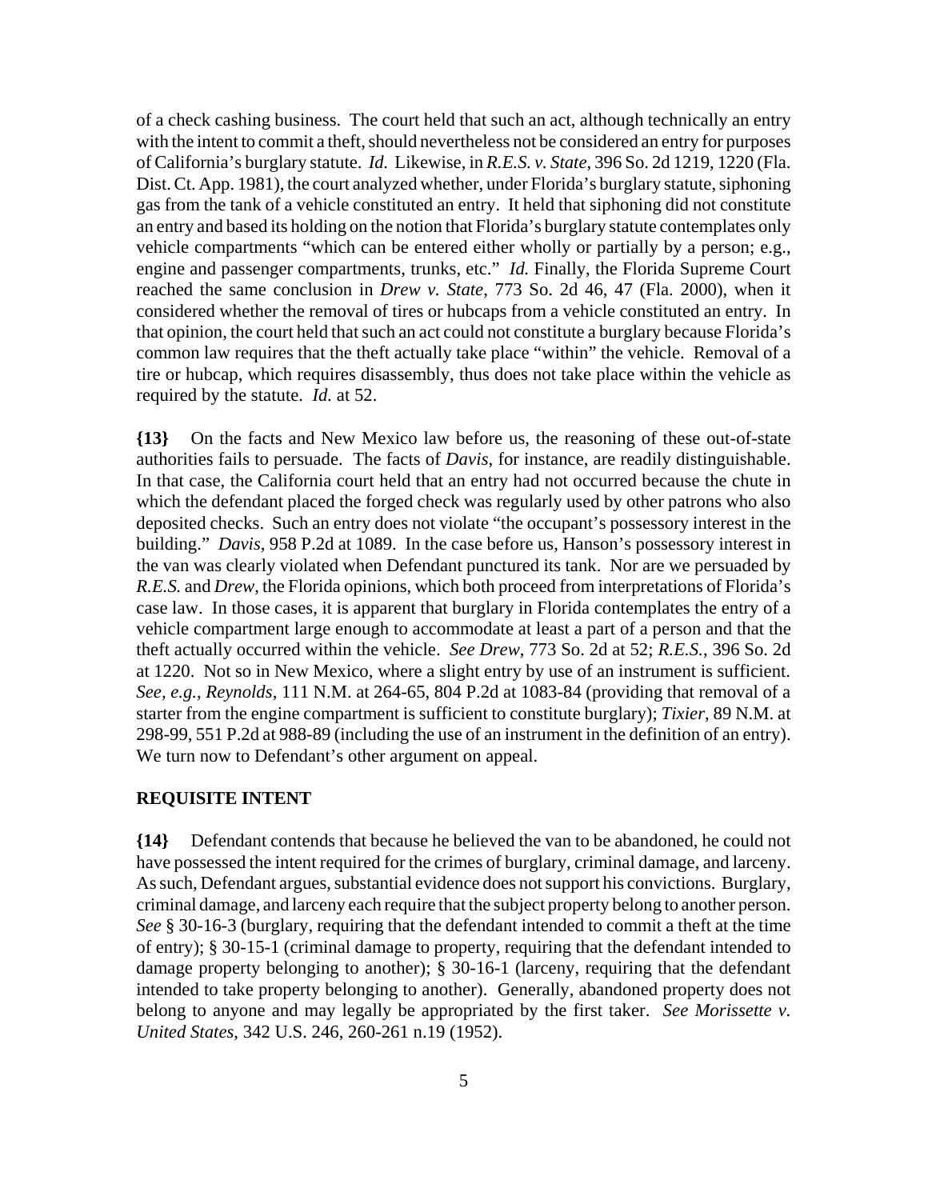of a check cashing business. The court held that such an act, although technically an entry with the intent to commit a theft, should nevertheless not be considered an entry for purposes of California's burglary statute. *Id.* Likewise, in *R.E.S. v. State*, 396 So. 2d 1219, 1220 (Fla. Dist. Ct. App. 1981), the court analyzed whether, under Florida's burglary statute, siphoning gas from the tank of a vehicle constituted an entry. It held that siphoning did not constitute an entry and based its holding on the notion that Florida's burglary statute contemplates only vehicle compartments "which can be entered either wholly or partially by a person; e.g., engine and passenger compartments, trunks, etc." *Id.* Finally, the Florida Supreme Court reached the same conclusion in *Drew v. State*, 773 So. 2d 46, 47 (Fla. 2000), when it considered whether the removal of tires or hubcaps from a vehicle constituted an entry. In that opinion, the court held that such an act could not constitute a burglary because Florida's common law requires that the theft actually take place "within" the vehicle. Removal of a tire or hubcap, which requires disassembly, thus does not take place within the vehicle as required by the statute. *Id.* at 52.

**{13}** On the facts and New Mexico law before us, the reasoning of these out-of-state authorities fails to persuade. The facts of *Davis*, for instance, are readily distinguishable. In that case, the California court held that an entry had not occurred because the chute in which the defendant placed the forged check was regularly used by other patrons who also deposited checks. Such an entry does not violate "the occupant's possessory interest in the building." *Davis*, 958 P.2d at 1089. In the case before us, Hanson's possessory interest in the van was clearly violated when Defendant punctured its tank. Nor are we persuaded by *R.E.S.* and *Drew*, the Florida opinions, which both proceed from interpretations of Florida's case law. In those cases, it is apparent that burglary in Florida contemplates the entry of a vehicle compartment large enough to accommodate at least a part of a person and that the theft actually occurred within the vehicle. *See Drew*, 773 So. 2d at 52; *R.E.S.*, 396 So. 2d at 1220. Not so in New Mexico, where a slight entry by use of an instrument is sufficient. *See, e.g.*, *Reynolds*, 111 N.M. at 264-65, 804 P.2d at 1083-84 (providing that removal of a starter from the engine compartment is sufficient to constitute burglary); *Tixier*, 89 N.M. at 298-99, 551 P.2d at 988-89 (including the use of an instrument in the definition of an entry). We turn now to Defendant's other argument on appeal.

## REQUISITE INTENT

**{14}** Defendant contends that because he believed the van to be abandoned, he could not have possessed the intent required for the crimes of burglary, criminal damage, and larceny. As such, Defendant argues, substantial evidence does not support his convictions. Burglary, criminal damage, and larceny each require that the subject property belong to another person. *See* § 30-16-3 (burglary, requiring that the defendant intended to commit a theft at the time of entry); § 30-15-1 (criminal damage to property, requiring that the defendant intended to damage property belonging to another); § 30-16-1 (larceny, requiring that the defendant intended to take property belonging to another). Generally, abandoned property does not belong to anyone and may legally be appropriated by the first taker. *See Morissette v. United States*, 342 U.S. 246, 260-261 n.19 (1952).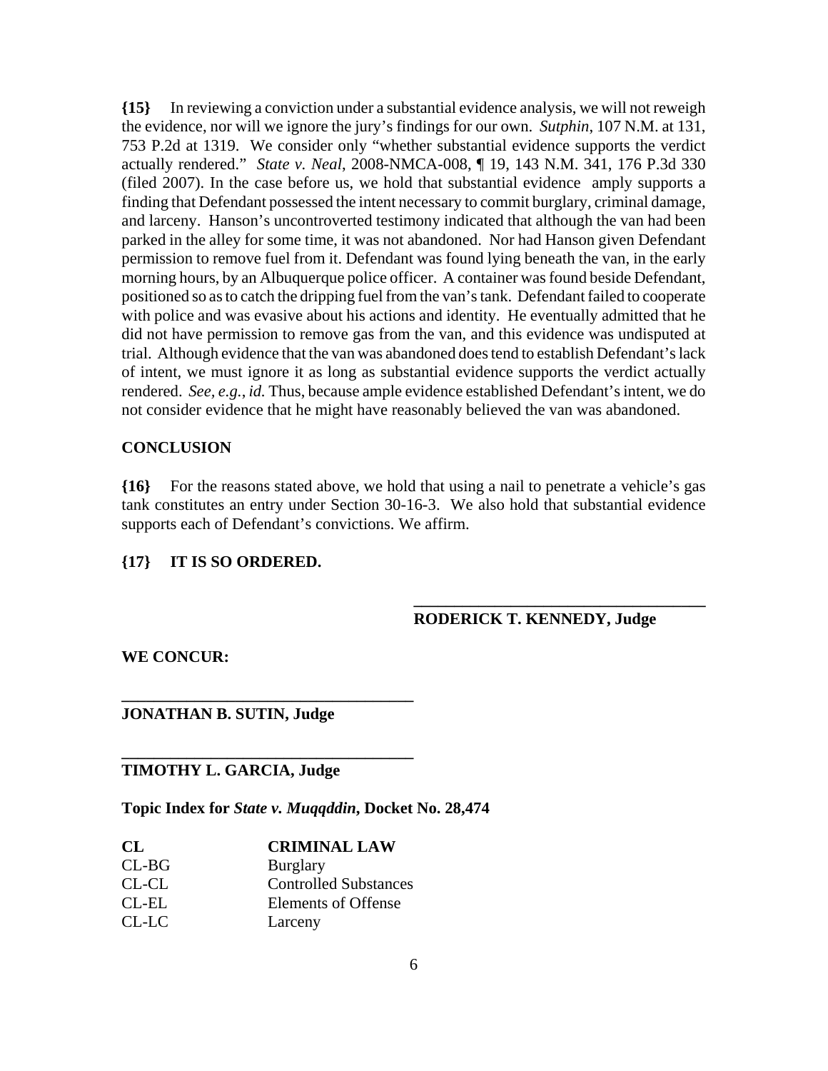**{15}** In reviewing a conviction under a substantial evidence analysis, we will not reweigh the evidence, nor will we ignore the jury's findings for our own. *Sutphin*, 107 N.M. at 131, 753 P.2d at 1319. We consider only "whether substantial evidence supports the verdict actually rendered." *State v. Neal*, 2008-NMCA-008, ¶ 19, 143 N.M. 341, 176 P.3d 330 (filed 2007). In the case before us, we hold that substantial evidence amply supports a finding that Defendant possessed the intent necessary to commit burglary, criminal damage, and larceny. Hanson's uncontroverted testimony indicated that although the van had been parked in the alley for some time, it was not abandoned. Nor had Hanson given Defendant permission to remove fuel from it. Defendant was found lying beneath the van, in the early morning hours, by an Albuquerque police officer. A container was found beside Defendant, positioned so as to catch the dripping fuel from the van's tank. Defendant failed to cooperate with police and was evasive about his actions and identity. He eventually admitted that he did not have permission to remove gas from the van, and this evidence was undisputed at trial. Although evidence that the van was abandoned does tend to establish Defendant's lack of intent, we must ignore it as long as substantial evidence supports the verdict actually rendered. *See, e.g.*, *id.* Thus, because ample evidence established Defendant's intent, we do not consider evidence that he might have reasonably believed the van was abandoned.

**CONCLUSION**

**{16}** For the reasons stated above, we hold that using a nail to penetrate a vehicle's gas tank constitutes an entry under Section 30-16-3. We also hold that substantial evidence supports each of Defendant's convictions. We affirm.

**{17} IT IS SO ORDERED.**

**RODERICK T. KENNEDY, Judge**

**WE CONCUR:**

**JONATHAN B. SUTIN, Judge**

**TIMOTHY L. GARCIA, Judge**

**Topic Index for *State v. Muqqddin*, Docket No. 28,474**

| **CL** | **CRIMINAL LAW** |
|---|---|
| CL-BG | Burglary |
| CL-CL | Controlled Substances |
| CL-EL | Elements of Offense |
| CL-LC | Larceny |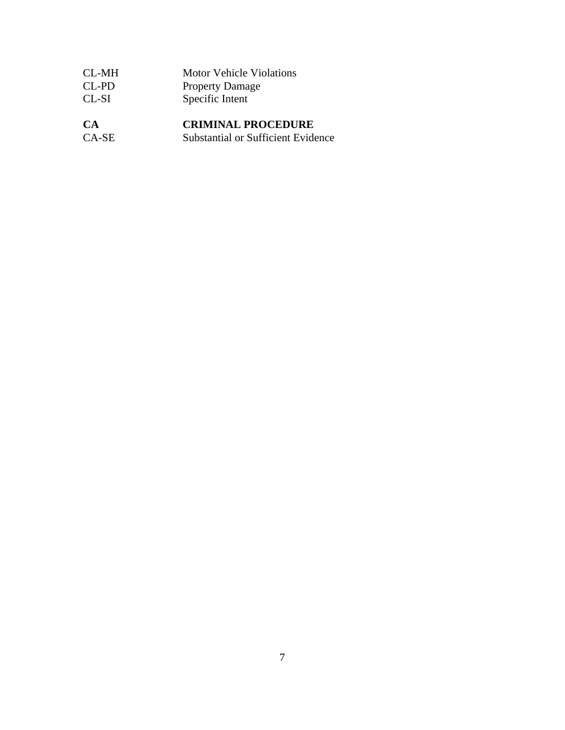| | |
|---|---|
| CL-MH | Motor Vehicle Violations |
| CL-PD | Property Damage |
| CL-SI | Specific Intent |
| **CA** | **CRIMINAL PROCEDURE** |
| CA-SE | Substantial or Sufficient Evidence |